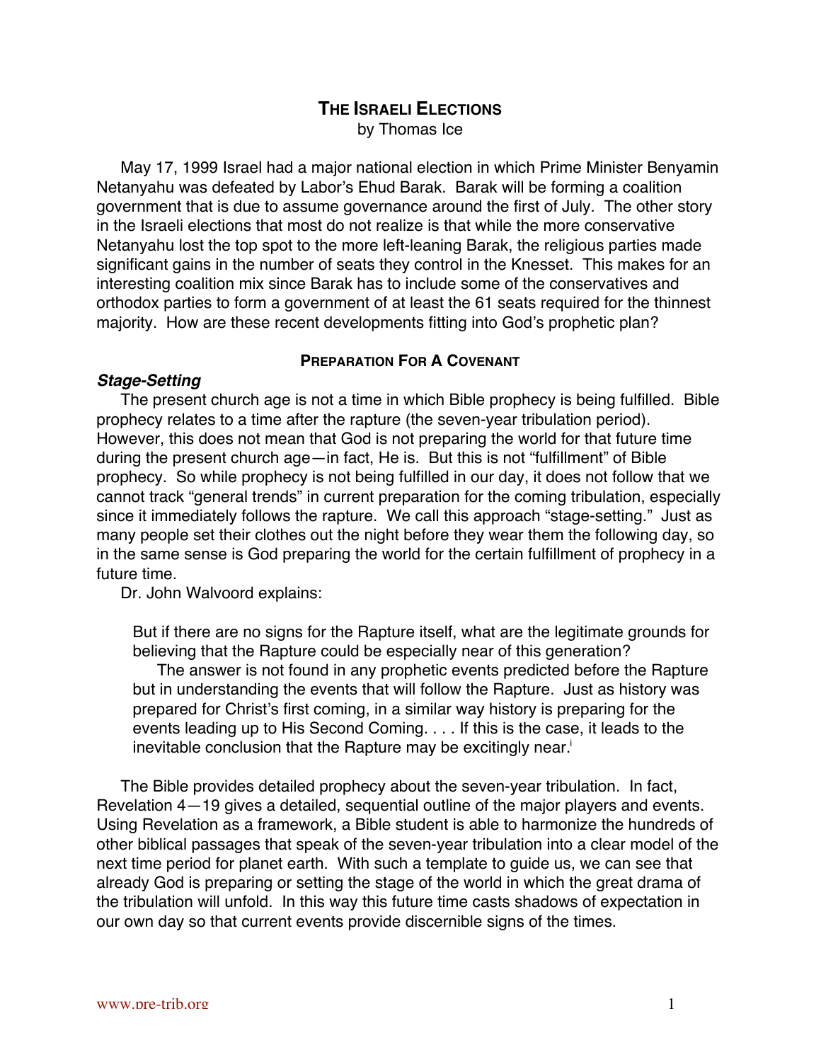# THE ISRAELI ELECTIONS

by Thomas Ice

May 17, 1999 Israel had a major national election in which Prime Minister Benyamin Netanyahu was defeated by Labor's Ehud Barak. Barak will be forming a coalition government that is due to assume governance around the first of July. The other story in the Israeli elections that most do not realize is that while the more conservative Netanyahu lost the top spot to the more left-leaning Barak, the religious parties made significant gains in the number of seats they control in the Knesset. This makes for an interesting coalition mix since Barak has to include some of the conservatives and orthodox parties to form a government of at least the 61 seats required for the thinnest majority. How are these recent developments fitting into God's prophetic plan?

## PREPARATION FOR A COVENANT

### *Stage-Setting*

The present church age is not a time in which Bible prophecy is being fulfilled. Bible prophecy relates to a time after the rapture (the seven-year tribulation period). However, this does not mean that God is not preparing the world for that future time during the present church age—in fact, He is. But this is not "fulfillment" of Bible prophecy. So while prophecy is not being fulfilled in our day, it does not follow that we cannot track "general trends" in current preparation for the coming tribulation, especially since it immediately follows the rapture. We call this approach "stage-setting." Just as many people set their clothes out the night before they wear them the following day, so in the same sense is God preparing the world for the certain fulfillment of prophecy in a future time.

Dr. John Walvoord explains:

> But if there are no signs for the Rapture itself, what are the legitimate grounds for believing that the Rapture could be especially near of this generation?
>
> The answer is not found in any prophetic events predicted before the Rapture but in understanding the events that will follow the Rapture. Just as history was prepared for Christ's first coming, in a similar way history is preparing for the events leading up to His Second Coming. . . . If this is the case, it leads to the inevitable conclusion that the Rapture may be excitingly near.[i]

The Bible provides detailed prophecy about the seven-year tribulation. In fact, Revelation 4—19 gives a detailed, sequential outline of the major players and events. Using Revelation as a framework, a Bible student is able to harmonize the hundreds of other biblical passages that speak of the seven-year tribulation into a clear model of the next time period for planet earth. With such a template to guide us, we can see that already God is preparing or setting the stage of the world in which the great drama of the tribulation will unfold. In this way this future time casts shadows of expectation in our own day so that current events provide discernible signs of the times.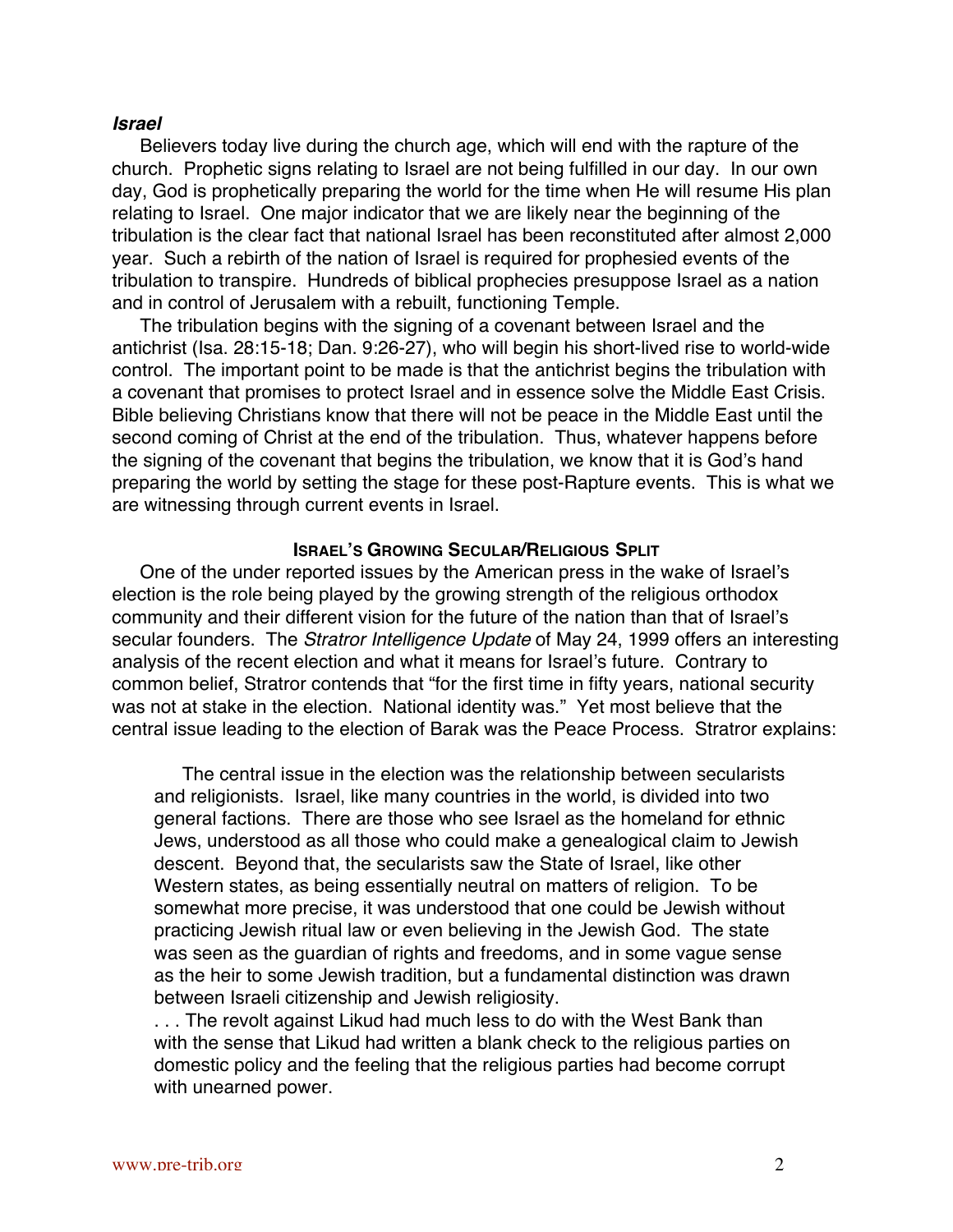### ***Israel***

Believers today live during the church age, which will end with the rapture of the church. Prophetic signs relating to Israel are not being fulfilled in our day. In our own day, God is prophetically preparing the world for the time when He will resume His plan relating to Israel. One major indicator that we are likely near the beginning of the tribulation is the clear fact that national Israel has been reconstituted after almost 2,000 year. Such a rebirth of the nation of Israel is required for prophesied events of the tribulation to transpire. Hundreds of biblical prophecies presuppose Israel as a nation and in control of Jerusalem with a rebuilt, functioning Temple.

The tribulation begins with the signing of a covenant between Israel and the antichrist (Isa. 28:15-18; Dan. 9:26-27), who will begin his short-lived rise to world-wide control. The important point to be made is that the antichrist begins the tribulation with a covenant that promises to protect Israel and in essence solve the Middle East Crisis. Bible believing Christians know that there will not be peace in the Middle East until the second coming of Christ at the end of the tribulation. Thus, whatever happens before the signing of the covenant that begins the tribulation, we know that it is God's hand preparing the world by setting the stage for these post-Rapture events. This is what we are witnessing through current events in Israel.

#### **Israel's Growing Secular/Religious Split**

One of the under reported issues by the American press in the wake of Israel's election is the role being played by the growing strength of the religious orthodox community and their different vision for the future of the nation than that of Israel's secular founders. The *Stratror Intelligence Update* of May 24, 1999 offers an interesting analysis of the recent election and what it means for Israel's future. Contrary to common belief, Stratror contends that "for the first time in fifty years, national security was not at stake in the election. National identity was." Yet most believe that the central issue leading to the election of Barak was the Peace Process. Stratror explains:

> The central issue in the election was the relationship between secularists and religionists. Israel, like many countries in the world, is divided into two general factions. There are those who see Israel as the homeland for ethnic Jews, understood as all those who could make a genealogical claim to Jewish descent. Beyond that, the secularists saw the State of Israel, like other Western states, as being essentially neutral on matters of religion. To be somewhat more precise, it was understood that one could be Jewish without practicing Jewish ritual law or even believing in the Jewish God. The state was seen as the guardian of rights and freedoms, and in some vague sense as the heir to some Jewish tradition, but a fundamental distinction was drawn between Israeli citizenship and Jewish religiosity.
>
> . . . The revolt against Likud had much less to do with the West Bank than with the sense that Likud had written a blank check to the religious parties on domestic policy and the feeling that the religious parties had become corrupt with unearned power.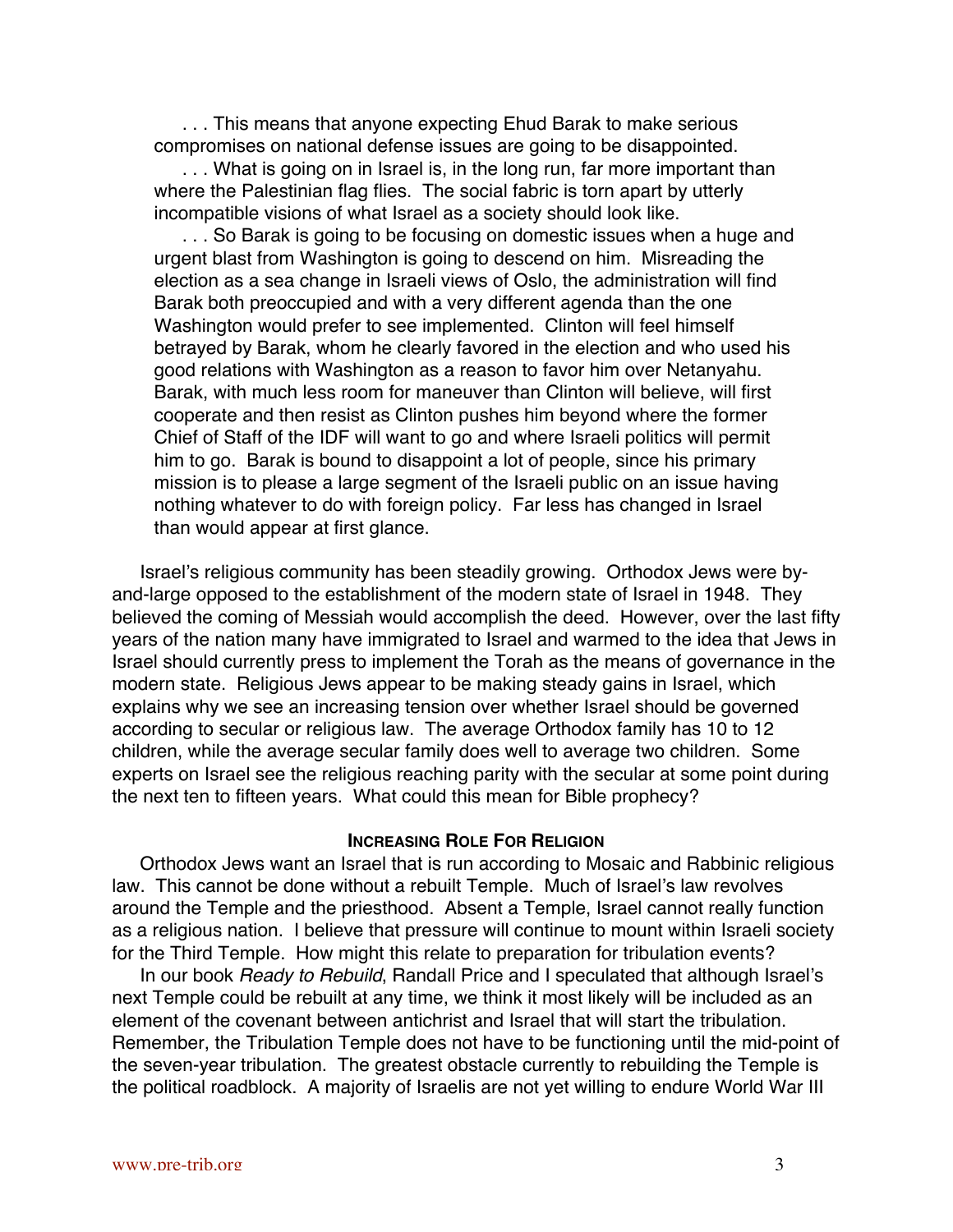> . . . This means that anyone expecting Ehud Barak to make serious compromises on national defense issues are going to be disappointed.
>
> . . . What is going on in Israel is, in the long run, far more important than where the Palestinian flag flies. The social fabric is torn apart by utterly incompatible visions of what Israel as a society should look like.
>
> . . . So Barak is going to be focusing on domestic issues when a huge and urgent blast from Washington is going to descend on him. Misreading the election as a sea change in Israeli views of Oslo, the administration will find Barak both preoccupied and with a very different agenda than the one Washington would prefer to see implemented. Clinton will feel himself betrayed by Barak, whom he clearly favored in the election and who used his good relations with Washington as a reason to favor him over Netanyahu. Barak, with much less room for maneuver than Clinton will believe, will first cooperate and then resist as Clinton pushes him beyond where the former Chief of Staff of the IDF will want to go and where Israeli politics will permit him to go. Barak is bound to disappoint a lot of people, since his primary mission is to please a large segment of the Israeli public on an issue having nothing whatever to do with foreign policy. Far less has changed in Israel than would appear at first glance.

Israel's religious community has been steadily growing. Orthodox Jews were by-and-large opposed to the establishment of the modern state of Israel in 1948. They believed the coming of Messiah would accomplish the deed. However, over the last fifty years of the nation many have immigrated to Israel and warmed to the idea that Jews in Israel should currently press to implement the Torah as the means of governance in the modern state. Religious Jews appear to be making steady gains in Israel, which explains why we see an increasing tension over whether Israel should be governed according to secular or religious law. The average Orthodox family has 10 to 12 children, while the average secular family does well to average two children. Some experts on Israel see the religious reaching parity with the secular at some point during the next ten to fifteen years. What could this mean for Bible prophecy?

## INCREASING ROLE FOR RELIGION

Orthodox Jews want an Israel that is run according to Mosaic and Rabbinic religious law. This cannot be done without a rebuilt Temple. Much of Israel's law revolves around the Temple and the priesthood. Absent a Temple, Israel cannot really function as a religious nation. I believe that pressure will continue to mount within Israeli society for the Third Temple. How might this relate to preparation for tribulation events?

In our book *Ready to Rebuild*, Randall Price and I speculated that although Israel's next Temple could be rebuilt at any time, we think it most likely will be included as an element of the covenant between antichrist and Israel that will start the tribulation. Remember, the Tribulation Temple does not have to be functioning until the mid-point of the seven-year tribulation. The greatest obstacle currently to rebuilding the Temple is the political roadblock. A majority of Israelis are not yet willing to endure World War III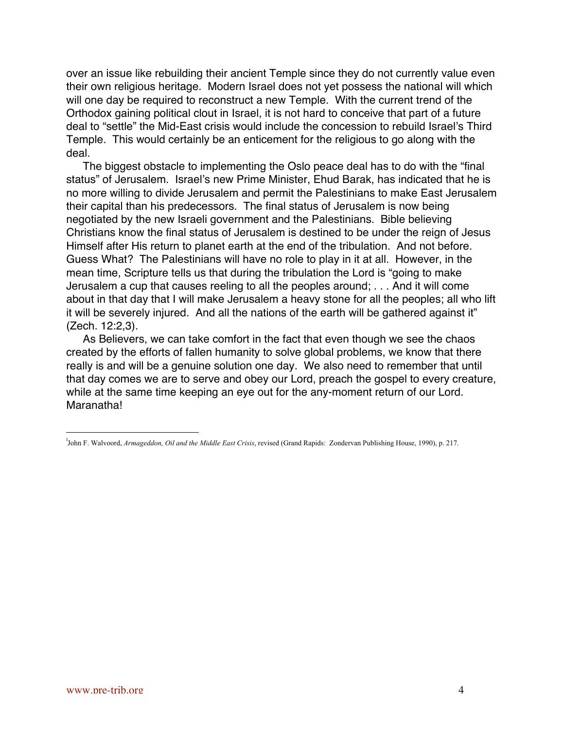over an issue like rebuilding their ancient Temple since they do not currently value even their own religious heritage. Modern Israel does not yet possess the national will which will one day be required to reconstruct a new Temple. With the current trend of the Orthodox gaining political clout in Israel, it is not hard to conceive that part of a future deal to "settle" the Mid-East crisis would include the concession to rebuild Israel's Third Temple. This would certainly be an enticement for the religious to go along with the deal.

The biggest obstacle to implementing the Oslo peace deal has to do with the "final status" of Jerusalem. Israel's new Prime Minister, Ehud Barak, has indicated that he is no more willing to divide Jerusalem and permit the Palestinians to make East Jerusalem their capital than his predecessors. The final status of Jerusalem is now being negotiated by the new Israeli government and the Palestinians. Bible believing Christians know the final status of Jerusalem is destined to be under the reign of Jesus Himself after His return to planet earth at the end of the tribulation. And not before. Guess What? The Palestinians will have no role to play in it at all. However, in the mean time, Scripture tells us that during the tribulation the Lord is "going to make Jerusalem a cup that causes reeling to all the peoples around; . . . And it will come about in that day that I will make Jerusalem a heavy stone for all the peoples; all who lift it will be severely injured. And all the nations of the earth will be gathered against it" (Zech. 12:2,3).

As Believers, we can take comfort in the fact that even though we see the chaos created by the efforts of fallen humanity to solve global problems, we know that there really is and will be a genuine solution one day. We also need to remember that until that day comes we are to serve and obey our Lord, preach the gospel to every creature, while at the same time keeping an eye out for the any-moment return of our Lord. Maranatha!

---

[i] John F. Walvoord, *Armageddon, Oil and the Middle East Crisis*, revised (Grand Rapids: Zondervan Publishing House, 1990), p. 217.